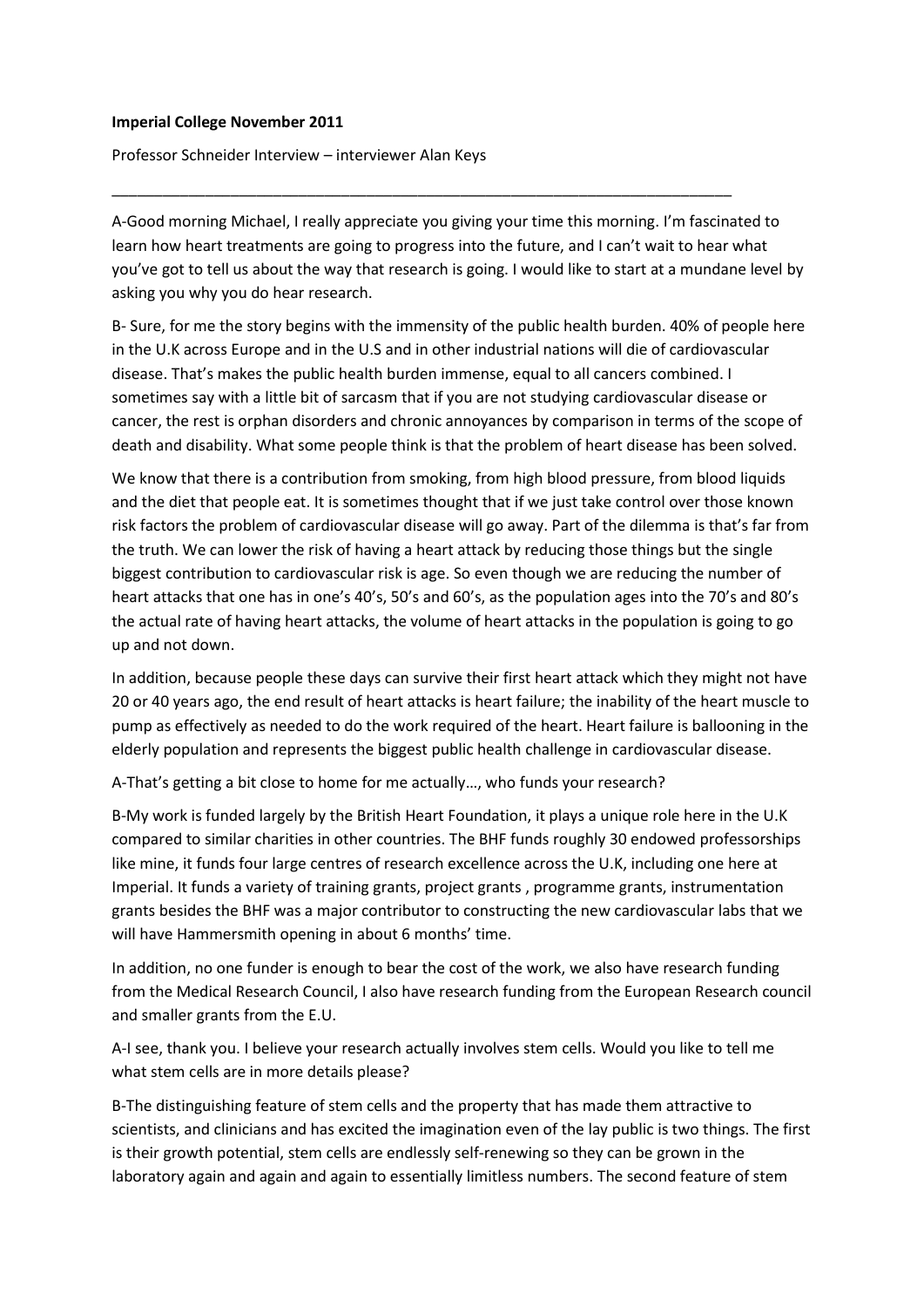**Imperial College November 2011**

Professor Schneider Interview – interviewer Alan Keys

---

A-Good morning Michael, I really appreciate you giving your time this morning. I'm fascinated to learn how heart treatments are going to progress into the future, and I can't wait to hear what you've got to tell us about the way that research is going. I would like to start at a mundane level by asking you why you do hear research.

B- Sure, for me the story begins with the immensity of the public health burden. 40% of people here in the U.K across Europe and in the U.S and in other industrial nations will die of cardiovascular disease. That's makes the public health burden immense, equal to all cancers combined. I sometimes say with a little bit of sarcasm that if you are not studying cardiovascular disease or cancer, the rest is orphan disorders and chronic annoyances by comparison in terms of the scope of death and disability. What some people think is that the problem of heart disease has been solved.

We know that there is a contribution from smoking, from high blood pressure, from blood liquids and the diet that people eat. It is sometimes thought that if we just take control over those known risk factors the problem of cardiovascular disease will go away. Part of the dilemma is that's far from the truth. We can lower the risk of having a heart attack by reducing those things but the single biggest contribution to cardiovascular risk is age. So even though we are reducing the number of heart attacks that one has in one's 40's, 50's and 60's, as the population ages into the 70's and 80's the actual rate of having heart attacks, the volume of heart attacks in the population is going to go up and not down.

In addition, because people these days can survive their first heart attack which they might not have 20 or 40 years ago, the end result of heart attacks is heart failure; the inability of the heart muscle to pump as effectively as needed to do the work required of the heart. Heart failure is ballooning in the elderly population and represents the biggest public health challenge in cardiovascular disease.

A-That's getting a bit close to home for me actually…, who funds your research?

B-My work is funded largely by the British Heart Foundation, it plays a unique role here in the U.K compared to similar charities in other countries. The BHF funds roughly 30 endowed professorships like mine, it funds four large centres of research excellence across the U.K, including one here at Imperial. It funds a variety of training grants, project grants , programme grants, instrumentation grants besides the BHF was a major contributor to constructing the new cardiovascular labs that we will have Hammersmith opening in about 6 months' time.

In addition, no one funder is enough to bear the cost of the work, we also have research funding from the Medical Research Council, I also have research funding from the European Research council and smaller grants from the E.U.

A-I see, thank you. I believe your research actually involves stem cells. Would you like to tell me what stem cells are in more details please?

B-The distinguishing feature of stem cells and the property that has made them attractive to scientists, and clinicians and has excited the imagination even of the lay public is two things. The first is their growth potential, stem cells are endlessly self-renewing so they can be grown in the laboratory again and again and again to essentially limitless numbers. The second feature of stem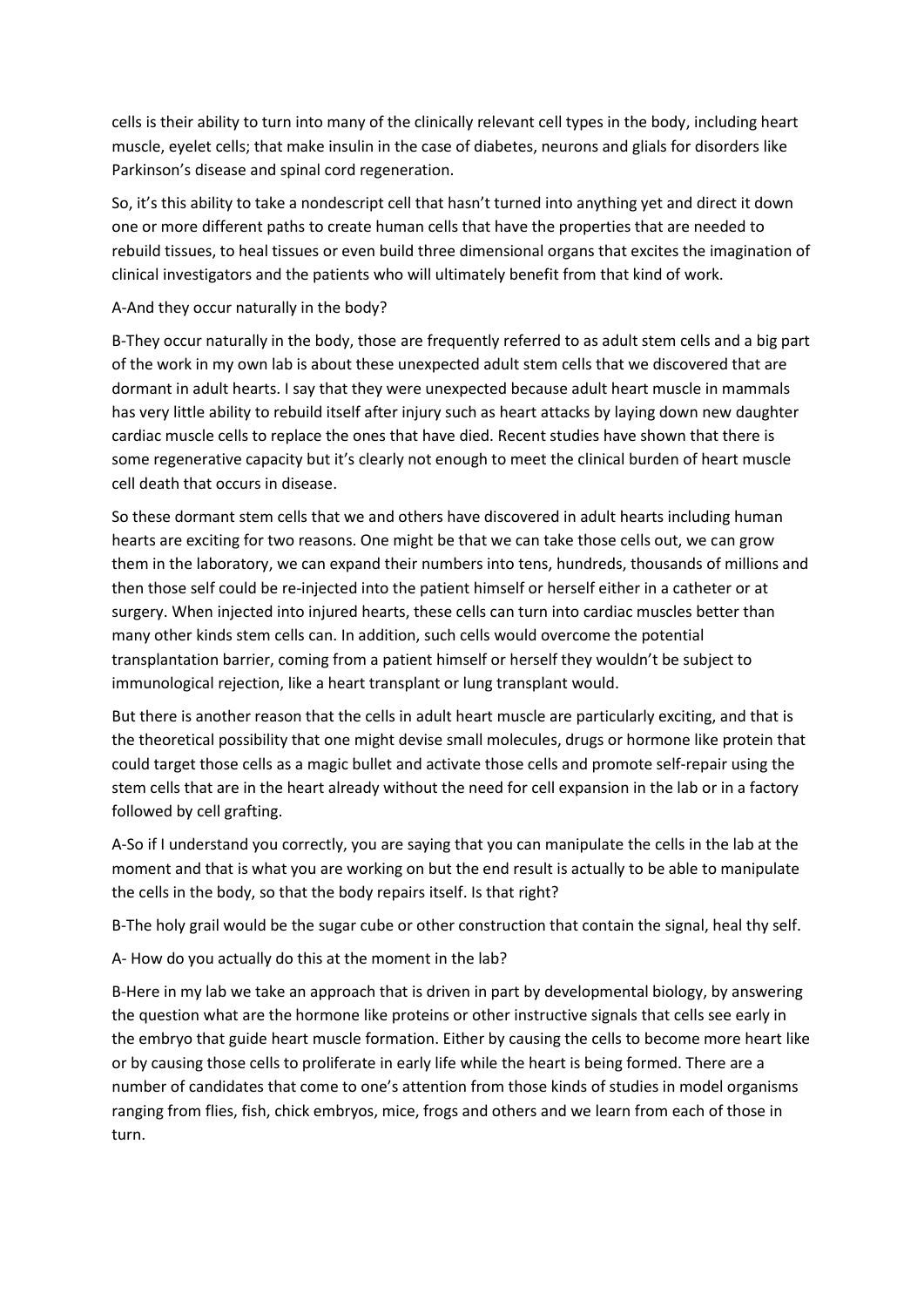cells is their ability to turn into many of the clinically relevant cell types in the body, including heart muscle, eyelet cells; that make insulin in the case of diabetes, neurons and glials for disorders like Parkinson's disease and spinal cord regeneration.

So, it's this ability to take a nondescript cell that hasn't turned into anything yet and direct it down one or more different paths to create human cells that have the properties that are needed to rebuild tissues, to heal tissues or even build three dimensional organs that excites the imagination of clinical investigators and the patients who will ultimately benefit from that kind of work.

A-And they occur naturally in the body?

B-They occur naturally in the body, those are frequently referred to as adult stem cells and a big part of the work in my own lab is about these unexpected adult stem cells that we discovered that are dormant in adult hearts. I say that they were unexpected because adult heart muscle in mammals has very little ability to rebuild itself after injury such as heart attacks by laying down new daughter cardiac muscle cells to replace the ones that have died. Recent studies have shown that there is some regenerative capacity but it's clearly not enough to meet the clinical burden of heart muscle cell death that occurs in disease.

So these dormant stem cells that we and others have discovered in adult hearts including human hearts are exciting for two reasons. One might be that we can take those cells out, we can grow them in the laboratory, we can expand their numbers into tens, hundreds, thousands of millions and then those self could be re-injected into the patient himself or herself either in a catheter or at surgery. When injected into injured hearts, these cells can turn into cardiac muscles better than many other kinds stem cells can. In addition, such cells would overcome the potential transplantation barrier, coming from a patient himself or herself they wouldn't be subject to immunological rejection, like a heart transplant or lung transplant would.

But there is another reason that the cells in adult heart muscle are particularly exciting, and that is the theoretical possibility that one might devise small molecules, drugs or hormone like protein that could target those cells as a magic bullet and activate those cells and promote self-repair using the stem cells that are in the heart already without the need for cell expansion in the lab or in a factory followed by cell grafting.

A-So if I understand you correctly, you are saying that you can manipulate the cells in the lab at the moment and that is what you are working on but the end result is actually to be able to manipulate the cells in the body, so that the body repairs itself. Is that right?

B-The holy grail would be the sugar cube or other construction that contain the signal, heal thy self.

A- How do you actually do this at the moment in the lab?

B-Here in my lab we take an approach that is driven in part by developmental biology, by answering the question what are the hormone like proteins or other instructive signals that cells see early in the embryo that guide heart muscle formation. Either by causing the cells to become more heart like or by causing those cells to proliferate in early life while the heart is being formed. There are a number of candidates that come to one's attention from those kinds of studies in model organisms ranging from flies, fish, chick embryos, mice, frogs and others and we learn from each of those in turn.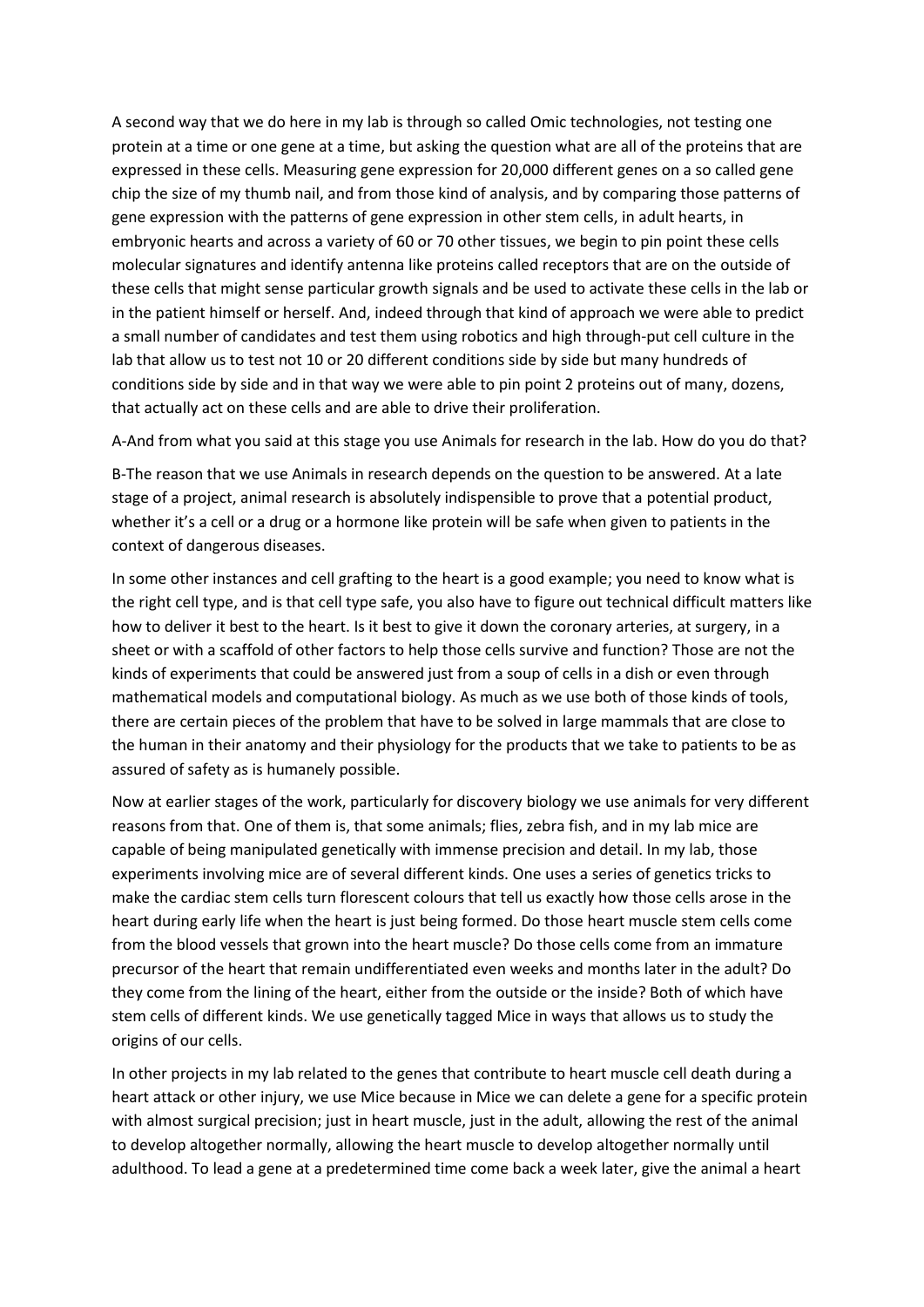A second way that we do here in my lab is through so called Omic technologies, not testing one protein at a time or one gene at a time, but asking the question what are all of the proteins that are expressed in these cells. Measuring gene expression for 20,000 different genes on a so called gene chip the size of my thumb nail, and from those kind of analysis, and by comparing those patterns of gene expression with the patterns of gene expression in other stem cells, in adult hearts, in embryonic hearts and across a variety of 60 or 70 other tissues, we begin to pin point these cells molecular signatures and identify antenna like proteins called receptors that are on the outside of these cells that might sense particular growth signals and be used to activate these cells in the lab or in the patient himself or herself. And, indeed through that kind of approach we were able to predict a small number of candidates and test them using robotics and high through-put cell culture in the lab that allow us to test not 10 or 20 different conditions side by side but many hundreds of conditions side by side and in that way we were able to pin point 2 proteins out of many, dozens, that actually act on these cells and are able to drive their proliferation.

A-And from what you said at this stage you use Animals for research in the lab. How do you do that?

B-The reason that we use Animals in research depends on the question to be answered. At a late stage of a project, animal research is absolutely indispensible to prove that a potential product, whether it's a cell or a drug or a hormone like protein will be safe when given to patients in the context of dangerous diseases.

In some other instances and cell grafting to the heart is a good example; you need to know what is the right cell type, and is that cell type safe, you also have to figure out technical difficult matters like how to deliver it best to the heart. Is it best to give it down the coronary arteries, at surgery, in a sheet or with a scaffold of other factors to help those cells survive and function? Those are not the kinds of experiments that could be answered just from a soup of cells in a dish or even through mathematical models and computational biology. As much as we use both of those kinds of tools, there are certain pieces of the problem that have to be solved in large mammals that are close to the human in their anatomy and their physiology for the products that we take to patients to be as assured of safety as is humanely possible.

Now at earlier stages of the work, particularly for discovery biology we use animals for very different reasons from that. One of them is, that some animals; flies, zebra fish, and in my lab mice are capable of being manipulated genetically with immense precision and detail. In my lab, those experiments involving mice are of several different kinds. One uses a series of genetics tricks to make the cardiac stem cells turn florescent colours that tell us exactly how those cells arose in the heart during early life when the heart is just being formed. Do those heart muscle stem cells come from the blood vessels that grown into the heart muscle? Do those cells come from an immature precursor of the heart that remain undifferentiated even weeks and months later in the adult? Do they come from the lining of the heart, either from the outside or the inside? Both of which have stem cells of different kinds. We use genetically tagged Mice in ways that allows us to study the origins of our cells.

In other projects in my lab related to the genes that contribute to heart muscle cell death during a heart attack or other injury, we use Mice because in Mice we can delete a gene for a specific protein with almost surgical precision; just in heart muscle, just in the adult, allowing the rest of the animal to develop altogether normally, allowing the heart muscle to develop altogether normally until adulthood. To lead a gene at a predetermined time come back a week later, give the animal a heart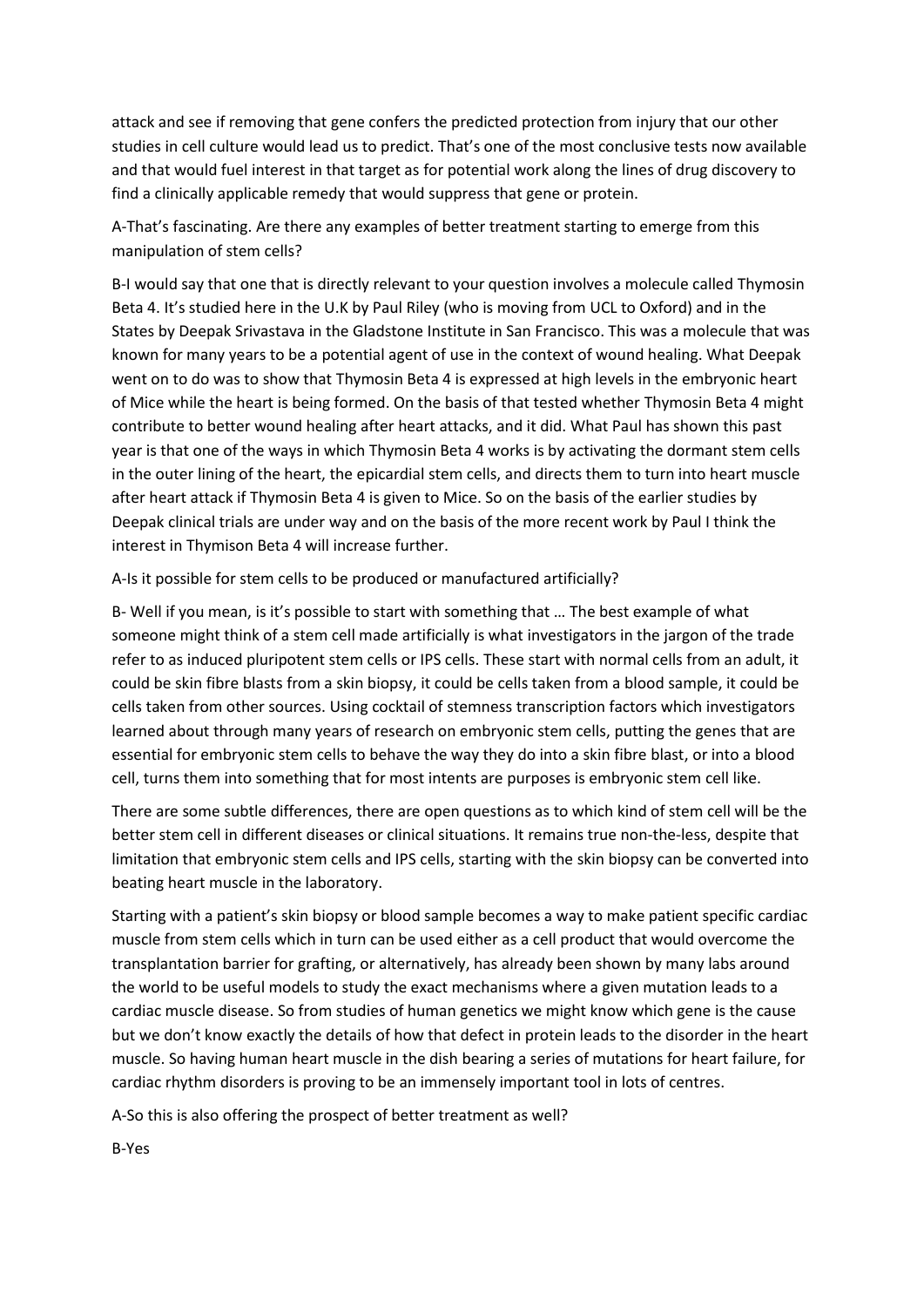attack and see if removing that gene confers the predicted protection from injury that our other studies in cell culture would lead us to predict. That's one of the most conclusive tests now available and that would fuel interest in that target as for potential work along the lines of drug discovery to find a clinically applicable remedy that would suppress that gene or protein.

A-That's fascinating. Are there any examples of better treatment starting to emerge from this manipulation of stem cells?

B-I would say that one that is directly relevant to your question involves a molecule called Thymosin Beta 4. It's studied here in the U.K by Paul Riley (who is moving from UCL to Oxford) and in the States by Deepak Srivastava in the Gladstone Institute in San Francisco. This was a molecule that was known for many years to be a potential agent of use in the context of wound healing. What Deepak went on to do was to show that Thymosin Beta 4 is expressed at high levels in the embryonic heart of Mice while the heart is being formed. On the basis of that tested whether Thymosin Beta 4 might contribute to better wound healing after heart attacks, and it did. What Paul has shown this past year is that one of the ways in which Thymosin Beta 4 works is by activating the dormant stem cells in the outer lining of the heart, the epicardial stem cells, and directs them to turn into heart muscle after heart attack if Thymosin Beta 4 is given to Mice. So on the basis of the earlier studies by Deepak clinical trials are under way and on the basis of the more recent work by Paul I think the interest in Thymison Beta 4 will increase further.

A-Is it possible for stem cells to be produced or manufactured artificially?

B- Well if you mean, is it's possible to start with something that … The best example of what someone might think of a stem cell made artificially is what investigators in the jargon of the trade refer to as induced pluripotent stem cells or IPS cells. These start with normal cells from an adult, it could be skin fibre blasts from a skin biopsy, it could be cells taken from a blood sample, it could be cells taken from other sources. Using cocktail of stemness transcription factors which investigators learned about through many years of research on embryonic stem cells, putting the genes that are essential for embryonic stem cells to behave the way they do into a skin fibre blast, or into a blood cell, turns them into something that for most intents are purposes is embryonic stem cell like.

There are some subtle differences, there are open questions as to which kind of stem cell will be the better stem cell in different diseases or clinical situations. It remains true non-the-less, despite that limitation that embryonic stem cells and IPS cells, starting with the skin biopsy can be converted into beating heart muscle in the laboratory.

Starting with a patient's skin biopsy or blood sample becomes a way to make patient specific cardiac muscle from stem cells which in turn can be used either as a cell product that would overcome the transplantation barrier for grafting, or alternatively, has already been shown by many labs around the world to be useful models to study the exact mechanisms where a given mutation leads to a cardiac muscle disease. So from studies of human genetics we might know which gene is the cause but we don't know exactly the details of how that defect in protein leads to the disorder in the heart muscle. So having human heart muscle in the dish bearing a series of mutations for heart failure, for cardiac rhythm disorders is proving to be an immensely important tool in lots of centres.

A-So this is also offering the prospect of better treatment as well?

B-Yes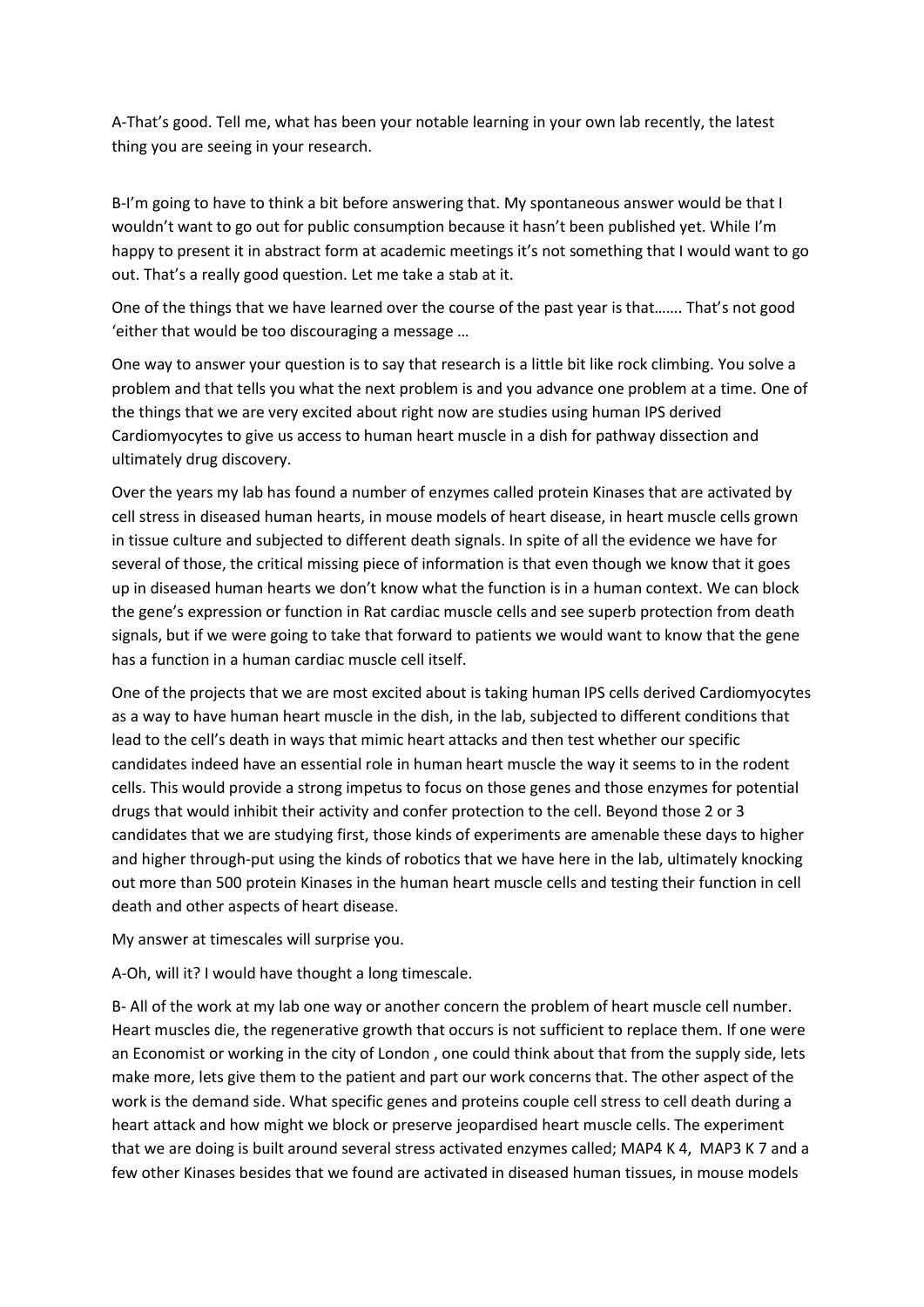A-That's good. Tell me, what has been your notable learning in your own lab recently, the latest thing you are seeing in your research.

B-I'm going to have to think a bit before answering that. My spontaneous answer would be that I wouldn't want to go out for public consumption because it hasn't been published yet. While I'm happy to present it in abstract form at academic meetings it's not something that I would want to go out. That's a really good question. Let me take a stab at it.

One of the things that we have learned over the course of the past year is that……. That's not good 'either that would be too discouraging a message …

One way to answer your question is to say that research is a little bit like rock climbing. You solve a problem and that tells you what the next problem is and you advance one problem at a time. One of the things that we are very excited about right now are studies using human IPS derived Cardiomyocytes to give us access to human heart muscle in a dish for pathway dissection and ultimately drug discovery.

Over the years my lab has found a number of enzymes called protein Kinases that are activated by cell stress in diseased human hearts, in mouse models of heart disease, in heart muscle cells grown in tissue culture and subjected to different death signals. In spite of all the evidence we have for several of those, the critical missing piece of information is that even though we know that it goes up in diseased human hearts we don't know what the function is in a human context. We can block the gene's expression or function in Rat cardiac muscle cells and see superb protection from death signals, but if we were going to take that forward to patients we would want to know that the gene has a function in a human cardiac muscle cell itself.

One of the projects that we are most excited about is taking human IPS cells derived Cardiomyocytes as a way to have human heart muscle in the dish, in the lab, subjected to different conditions that lead to the cell's death in ways that mimic heart attacks and then test whether our specific candidates indeed have an essential role in human heart muscle the way it seems to in the rodent cells. This would provide a strong impetus to focus on those genes and those enzymes for potential drugs that would inhibit their activity and confer protection to the cell. Beyond those 2 or 3 candidates that we are studying first, those kinds of experiments are amenable these days to higher and higher through-put using the kinds of robotics that we have here in the lab, ultimately knocking out more than 500 protein Kinases in the human heart muscle cells and testing their function in cell death and other aspects of heart disease.

My answer at timescales will surprise you.

A-Oh, will it? I would have thought a long timescale.

B- All of the work at my lab one way or another concern the problem of heart muscle cell number. Heart muscles die, the regenerative growth that occurs is not sufficient to replace them. If one were an Economist or working in the city of London , one could think about that from the supply side, lets make more, lets give them to the patient and part our work concerns that. The other aspect of the work is the demand side. What specific genes and proteins couple cell stress to cell death during a heart attack and how might we block or preserve jeopardised heart muscle cells. The experiment that we are doing is built around several stress activated enzymes called; MAP4 K 4, MAP3 K 7 and a few other Kinases besides that we found are activated in diseased human tissues, in mouse models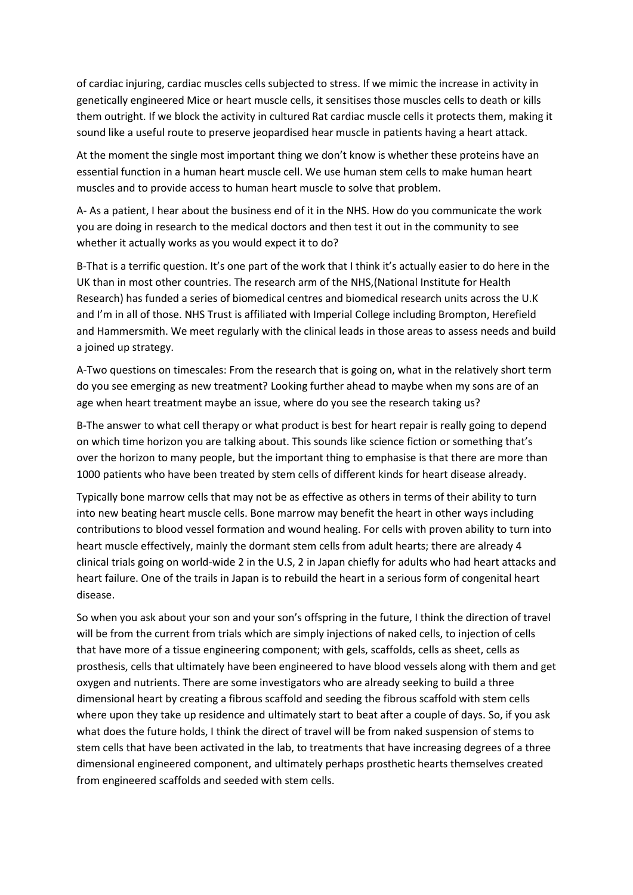of cardiac injuring, cardiac muscles cells subjected to stress. If we mimic the increase in activity in genetically engineered Mice or heart muscle cells, it sensitises those muscles cells to death or kills them outright. If we block the activity in cultured Rat cardiac muscle cells it protects them, making it sound like a useful route to preserve jeopardised hear muscle in patients having a heart attack.

At the moment the single most important thing we don't know is whether these proteins have an essential function in a human heart muscle cell. We use human stem cells to make human heart muscles and to provide access to human heart muscle to solve that problem.

A- As a patient, I hear about the business end of it in the NHS. How do you communicate the work you are doing in research to the medical doctors and then test it out in the community to see whether it actually works as you would expect it to do?

B-That is a terrific question. It's one part of the work that I think it's actually easier to do here in the UK than in most other countries. The research arm of the NHS,(National Institute for Health Research) has funded a series of biomedical centres and biomedical research units across the U.K and I'm in all of those. NHS Trust is affiliated with Imperial College including Brompton, Herefield and Hammersmith. We meet regularly with the clinical leads in those areas to assess needs and build a joined up strategy.

A-Two questions on timescales: From the research that is going on, what in the relatively short term do you see emerging as new treatment? Looking further ahead to maybe when my sons are of an age when heart treatment maybe an issue, where do you see the research taking us?

B-The answer to what cell therapy or what product is best for heart repair is really going to depend on which time horizon you are talking about. This sounds like science fiction or something that's over the horizon to many people, but the important thing to emphasise is that there are more than 1000 patients who have been treated by stem cells of different kinds for heart disease already.

Typically bone marrow cells that may not be as effective as others in terms of their ability to turn into new beating heart muscle cells. Bone marrow may benefit the heart in other ways including contributions to blood vessel formation and wound healing. For cells with proven ability to turn into heart muscle effectively, mainly the dormant stem cells from adult hearts; there are already 4 clinical trials going on world-wide 2 in the U.S, 2 in Japan chiefly for adults who had heart attacks and heart failure. One of the trails in Japan is to rebuild the heart in a serious form of congenital heart disease.

So when you ask about your son and your son's offspring in the future, I think the direction of travel will be from the current from trials which are simply injections of naked cells, to injection of cells that have more of a tissue engineering component; with gels, scaffolds, cells as sheet, cells as prosthesis, cells that ultimately have been engineered to have blood vessels along with them and get oxygen and nutrients. There are some investigators who are already seeking to build a three dimensional heart by creating a fibrous scaffold and seeding the fibrous scaffold with stem cells where upon they take up residence and ultimately start to beat after a couple of days. So, if you ask what does the future holds, I think the direct of travel will be from naked suspension of stems to stem cells that have been activated in the lab, to treatments that have increasing degrees of a three dimensional engineered component, and ultimately perhaps prosthetic hearts themselves created from engineered scaffolds and seeded with stem cells.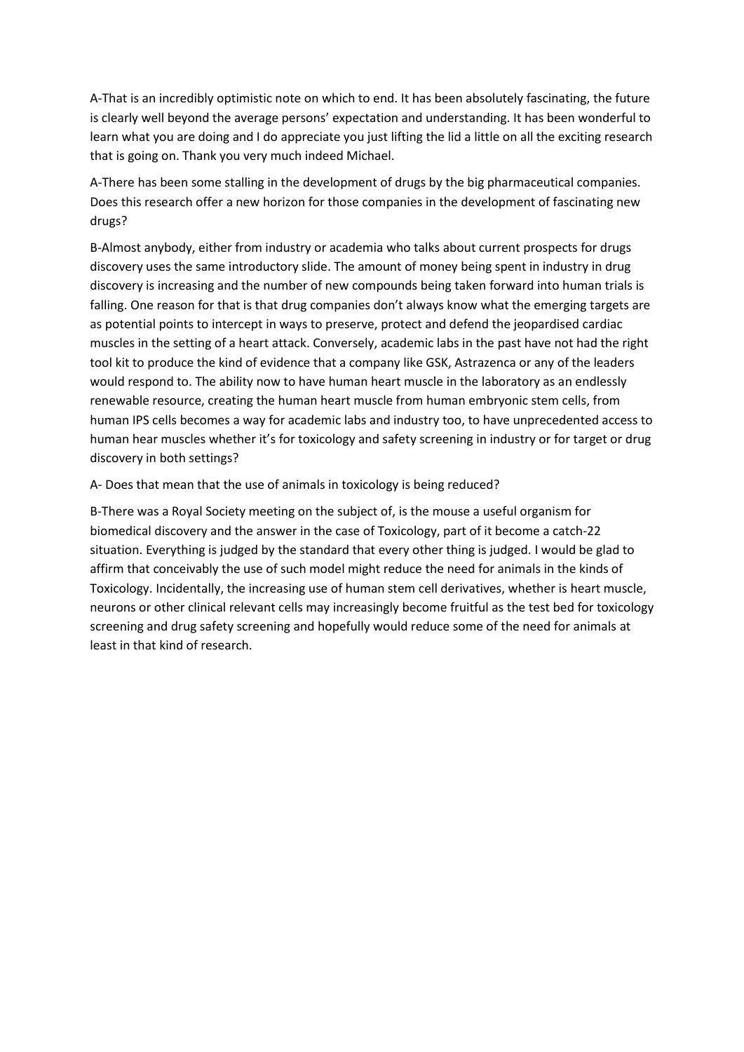A-That is an incredibly optimistic note on which to end. It has been absolutely fascinating, the future is clearly well beyond the average persons' expectation and understanding. It has been wonderful to learn what you are doing and I do appreciate you just lifting the lid a little on all the exciting research that is going on. Thank you very much indeed Michael.

A-There has been some stalling in the development of drugs by the big pharmaceutical companies. Does this research offer a new horizon for those companies in the development of fascinating new drugs?

B-Almost anybody, either from industry or academia who talks about current prospects for drugs discovery uses the same introductory slide. The amount of money being spent in industry in drug discovery is increasing and the number of new compounds being taken forward into human trials is falling. One reason for that is that drug companies don't always know what the emerging targets are as potential points to intercept in ways to preserve, protect and defend the jeopardised cardiac muscles in the setting of a heart attack. Conversely, academic labs in the past have not had the right tool kit to produce the kind of evidence that a company like GSK, Astrazenca or any of the leaders would respond to. The ability now to have human heart muscle in the laboratory as an endlessly renewable resource, creating the human heart muscle from human embryonic stem cells, from human IPS cells becomes a way for academic labs and industry too, to have unprecedented access to human hear muscles whether it's for toxicology and safety screening in industry or for target or drug discovery in both settings?

A- Does that mean that the use of animals in toxicology is being reduced?

B-There was a Royal Society meeting on the subject of, is the mouse a useful organism for biomedical discovery and the answer in the case of Toxicology, part of it become a catch-22 situation. Everything is judged by the standard that every other thing is judged. I would be glad to affirm that conceivably the use of such model might reduce the need for animals in the kinds of Toxicology. Incidentally, the increasing use of human stem cell derivatives, whether is heart muscle, neurons or other clinical relevant cells may increasingly become fruitful as the test bed for toxicology screening and drug safety screening and hopefully would reduce some of the need for animals at least in that kind of research.